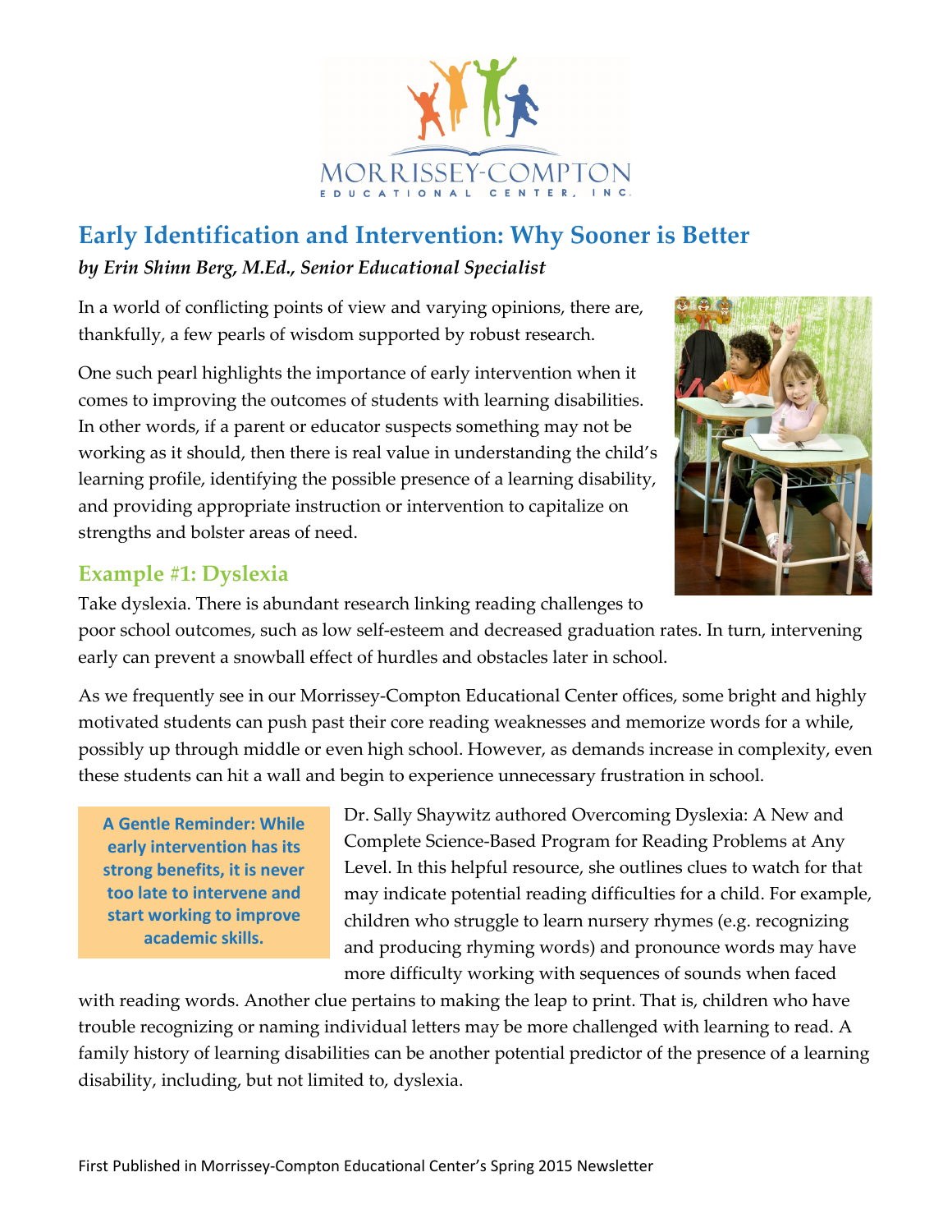MORRISSEY-COMPTON

EDUCATIONAL CENTER, INC.

# Early Identification and Intervention: Why Sooner is Better

***by Erin Shinn Berg, M.Ed., Senior Educational Specialist***

In a world of conflicting points of view and varying opinions, there are, thankfully, a few pearls of wisdom supported by robust research.

One such pearl highlights the importance of early intervention when it comes to improving the outcomes of students with learning disabilities. In other words, if a parent or educator suspects something may not be working as it should, then there is real value in understanding the child's learning profile, identifying the possible presence of a learning disability, and providing appropriate instruction or intervention to capitalize on strengths and bolster areas of need.

## Example #1: Dyslexia

Take dyslexia. There is abundant research linking reading challenges to poor school outcomes, such as low self-esteem and decreased graduation rates. In turn, intervening early can prevent a snowball effect of hurdles and obstacles later in school.

As we frequently see in our Morrissey-Compton Educational Center offices, some bright and highly motivated students can push past their core reading weaknesses and memorize words for a while, possibly up through middle or even high school. However, as demands increase in complexity, even these students can hit a wall and begin to experience unnecessary frustration in school.

> **A Gentle Reminder: While early intervention has its strong benefits, it is never too late to intervene and start working to improve academic skills.**

Dr. Sally Shaywitz authored Overcoming Dyslexia: A New and Complete Science-Based Program for Reading Problems at Any Level. In this helpful resource, she outlines clues to watch for that may indicate potential reading difficulties for a child. For example, children who struggle to learn nursery rhymes (e.g. recognizing and producing rhyming words) and pronounce words may have more difficulty working with sequences of sounds when faced with reading words. Another clue pertains to making the leap to print. That is, children who have trouble recognizing or naming individual letters may be more challenged with learning to read. A family history of learning disabilities can be another potential predictor of the presence of a learning disability, including, but not limited to, dyslexia.

First Published in Morrissey-Compton Educational Center's Spring 2015 Newsletter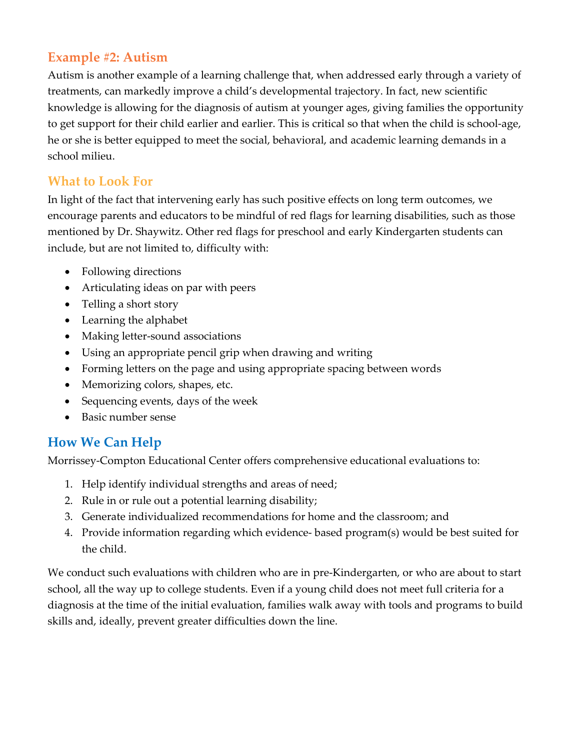## Example #2: Autism

Autism is another example of a learning challenge that, when addressed early through a variety of treatments, can markedly improve a child's developmental trajectory. In fact, new scientific knowledge is allowing for the diagnosis of autism at younger ages, giving families the opportunity to get support for their child earlier and earlier. This is critical so that when the child is school-age, he or she is better equipped to meet the social, behavioral, and academic learning demands in a school milieu.

## What to Look For

In light of the fact that intervening early has such positive effects on long term outcomes, we encourage parents and educators to be mindful of red flags for learning disabilities, such as those mentioned by Dr. Shaywitz. Other red flags for preschool and early Kindergarten students can include, but are not limited to, difficulty with:

- Following directions
- Articulating ideas on par with peers
- Telling a short story
- Learning the alphabet
- Making letter-sound associations
- Using an appropriate pencil grip when drawing and writing
- Forming letters on the page and using appropriate spacing between words
- Memorizing colors, shapes, etc.
- Sequencing events, days of the week
- Basic number sense

## How We Can Help

Morrissey-Compton Educational Center offers comprehensive educational evaluations to:

1. Help identify individual strengths and areas of need;
2. Rule in or rule out a potential learning disability;
3. Generate individualized recommendations for home and the classroom; and
4. Provide information regarding which evidence- based program(s) would be best suited for the child.

We conduct such evaluations with children who are in pre-Kindergarten, or who are about to start school, all the way up to college students. Even if a young child does not meet full criteria for a diagnosis at the time of the initial evaluation, families walk away with tools and programs to build skills and, ideally, prevent greater difficulties down the line.